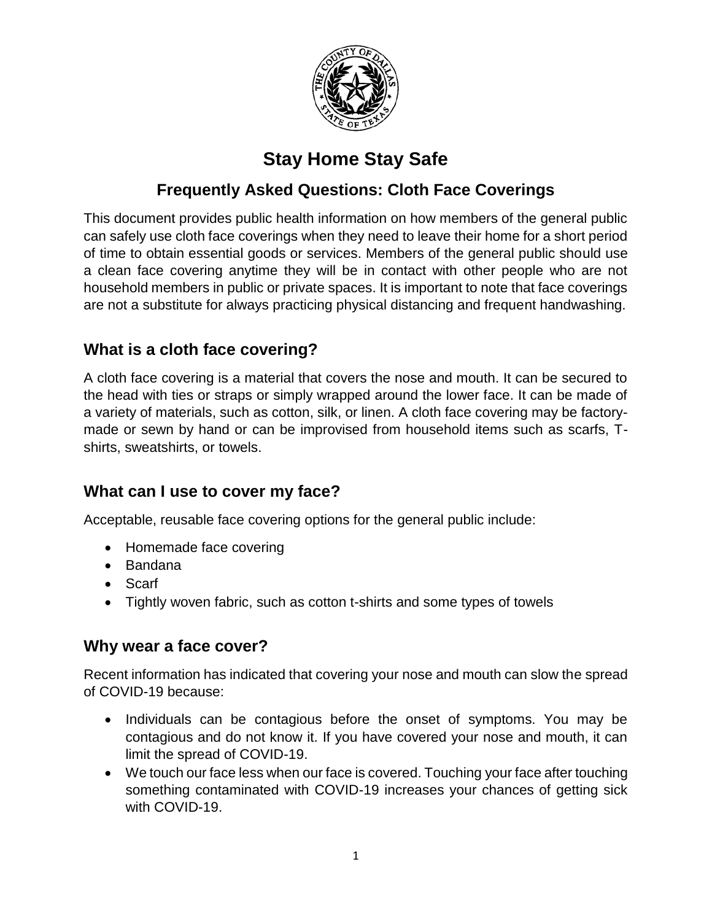# Stay Home Stay Safe

## Frequently Asked Questions: Cloth Face Coverings

This document provides public health information on how members of the general public can safely use cloth face coverings when they need to leave their home for a short period of time to obtain essential goods or services. Members of the general public should use a clean face covering anytime they will be in contact with other people who are not household members in public or private spaces. It is important to note that face coverings are not a substitute for always practicing physical distancing and frequent handwashing.

### What is a cloth face covering?

A cloth face covering is a material that covers the nose and mouth. It can be secured to the head with ties or straps or simply wrapped around the lower face. It can be made of a variety of materials, such as cotton, silk, or linen. A cloth face covering may be factory-made or sewn by hand or can be improvised from household items such as scarfs, T-shirts, sweatshirts, or towels.

### What can I use to cover my face?

Acceptable, reusable face covering options for the general public include:

- Homemade face covering
- Bandana
- Scarf
- Tightly woven fabric, such as cotton t-shirts and some types of towels

### Why wear a face cover?

Recent information has indicated that covering your nose and mouth can slow the spread of COVID-19 because:

- Individuals can be contagious before the onset of symptoms. You may be contagious and do not know it. If you have covered your nose and mouth, it can limit the spread of COVID-19.
- We touch our face less when our face is covered. Touching your face after touching something contaminated with COVID-19 increases your chances of getting sick with COVID-19.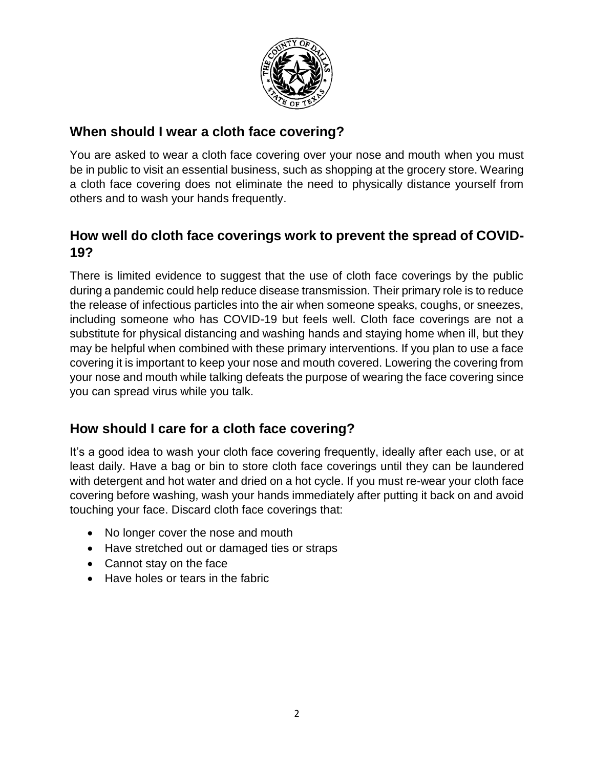## When should I wear a cloth face covering?

You are asked to wear a cloth face covering over your nose and mouth when you must be in public to visit an essential business, such as shopping at the grocery store. Wearing a cloth face covering does not eliminate the need to physically distance yourself from others and to wash your hands frequently.

## How well do cloth face coverings work to prevent the spread of COVID-19?

There is limited evidence to suggest that the use of cloth face coverings by the public during a pandemic could help reduce disease transmission. Their primary role is to reduce the release of infectious particles into the air when someone speaks, coughs, or sneezes, including someone who has COVID-19 but feels well. Cloth face coverings are not a substitute for physical distancing and washing hands and staying home when ill, but they may be helpful when combined with these primary interventions. If you plan to use a face covering it is important to keep your nose and mouth covered. Lowering the covering from your nose and mouth while talking defeats the purpose of wearing the face covering since you can spread virus while you talk.

## How should I care for a cloth face covering?

It's a good idea to wash your cloth face covering frequently, ideally after each use, or at least daily. Have a bag or bin to store cloth face coverings until they can be laundered with detergent and hot water and dried on a hot cycle. If you must re-wear your cloth face covering before washing, wash your hands immediately after putting it back on and avoid touching your face. Discard cloth face coverings that:

- No longer cover the nose and mouth
- Have stretched out or damaged ties or straps
- Cannot stay on the face
- Have holes or tears in the fabric